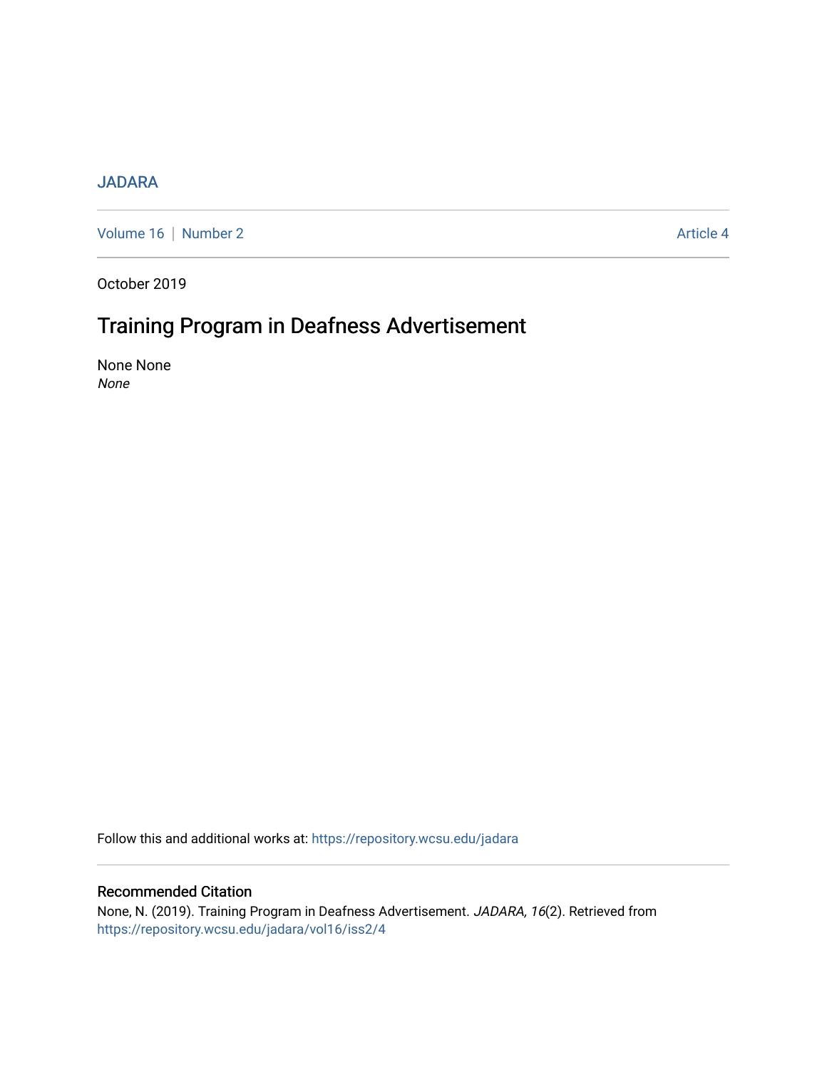JADARA

Volume 16 | Number 2 Article 4

October 2019

# Training Program in Deafness Advertisement

None None
*None*

Follow this and additional works at: https://repository.wcsu.edu/jadara

## Recommended Citation

None, N. (2019). Training Program in Deafness Advertisement. *JADARA, 16*(2). Retrieved from https://repository.wcsu.edu/jadara/vol16/iss2/4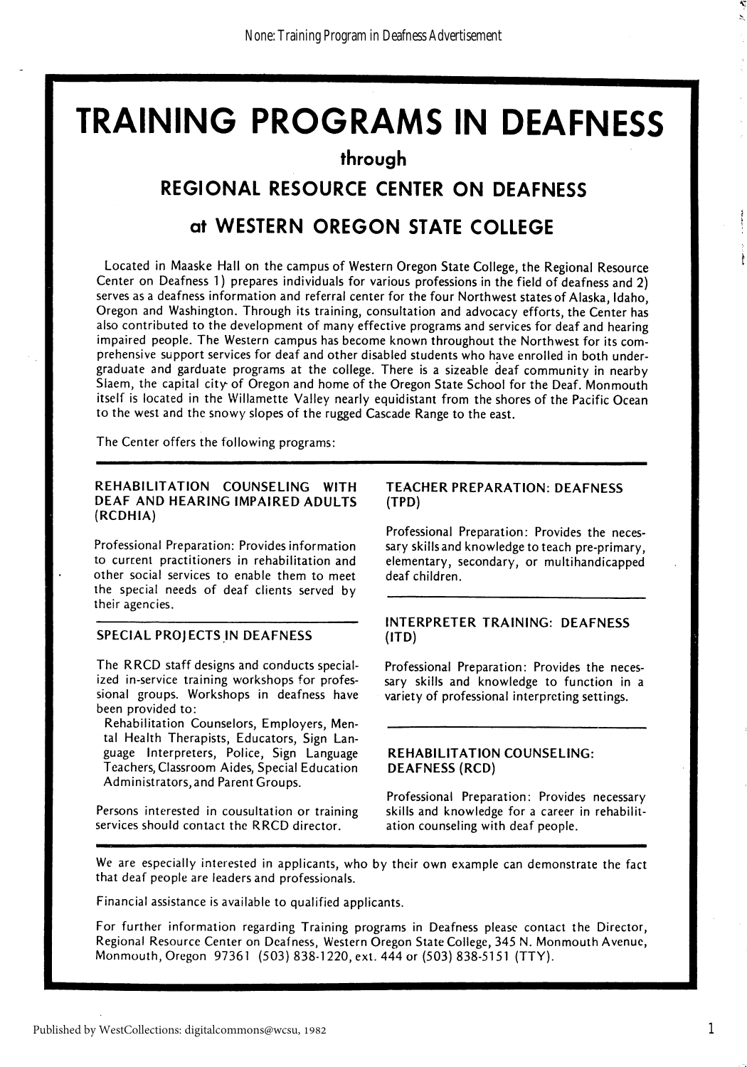# TRAINING PROGRAMS IN DEAFNESS

## through

## REGIONAL RESOURCE CENTER ON DEAFNESS

## at WESTERN OREGON STATE COLLEGE

Located in Maaske Hall on the campus of Western Oregon State College, the Regional Resource Center on Deafness 1) prepares individuals for various professions in the field of deafness and 2) serves as a deafness information and referral center for the four Northwest states of Alaska, Idaho, Oregon and Washington. Through its training, consultation and advocacy efforts, the Center has also contributed to the development of many effective programs and services for deaf and hearing impaired people. The Western campus has become known throughout the Northwest for its comprehensive support services for deaf and other disabled students who have enrolled in both undergraduate and garduate programs at the college. There is a sizeable deaf community in nearby Slaem, the capital city of Oregon and home of the Oregon State School for the Deaf. Monmouth itself is located in the Willamette Valley nearly equidistant from the shores of the Pacific Ocean to the west and the snowy slopes of the rugged Cascade Range to the east.

The Center offers the following programs:

### REHABILITATION COUNSELING WITH DEAF AND HEARING IMPAIRED ADULTS (RCDHIA)

Professional Preparation: Provides information to current practitioners in rehabilitation and other social services to enable them to meet the special needs of deaf clients served by their agencies.

### SPECIAL PROJECTS IN DEAFNESS

The RRCD staff designs and conducts specialized in-service training workshops for professional groups. Workshops in deafness have been provided to:

Rehabilitation Counselors, Employers, Mental Health Therapists, Educators, Sign Language Interpreters, Police, Sign Language Teachers, Classroom Aides, Special Education Administrators, and Parent Groups.

Persons interested in cousultation or training services should contact the RRCD director.

### TEACHER PREPARATION: DEAFNESS (TPD)

Professional Preparation: Provides the necessary skills and knowledge to teach pre-primary, elementary, secondary, or multihandicapped deaf children.

### INTERPRETER TRAINING: DEAFNESS (ITD)

Professional Preparation: Provides the necessary skills and knowledge to function in a variety of professional interpreting settings.

### REHABILITATION COUNSELING: DEAFNESS (RCD)

Professional Preparation: Provides necessary skills and knowledge for a career in rehabilitation counseling with deaf people.

We are especially interested in applicants, who by their own example can demonstrate the fact that deaf people are leaders and professionals.

Financial assistance is available to qualified applicants.

For further information regarding Training programs in Deafness please contact the Director, Regional Resource Center on Deafness, Western Oregon State College, 345 N. Monmouth Avenue, Monmouth, Oregon 97361 (503) 838-1220, ext. 444 or (503) 838-5151 (TTY).